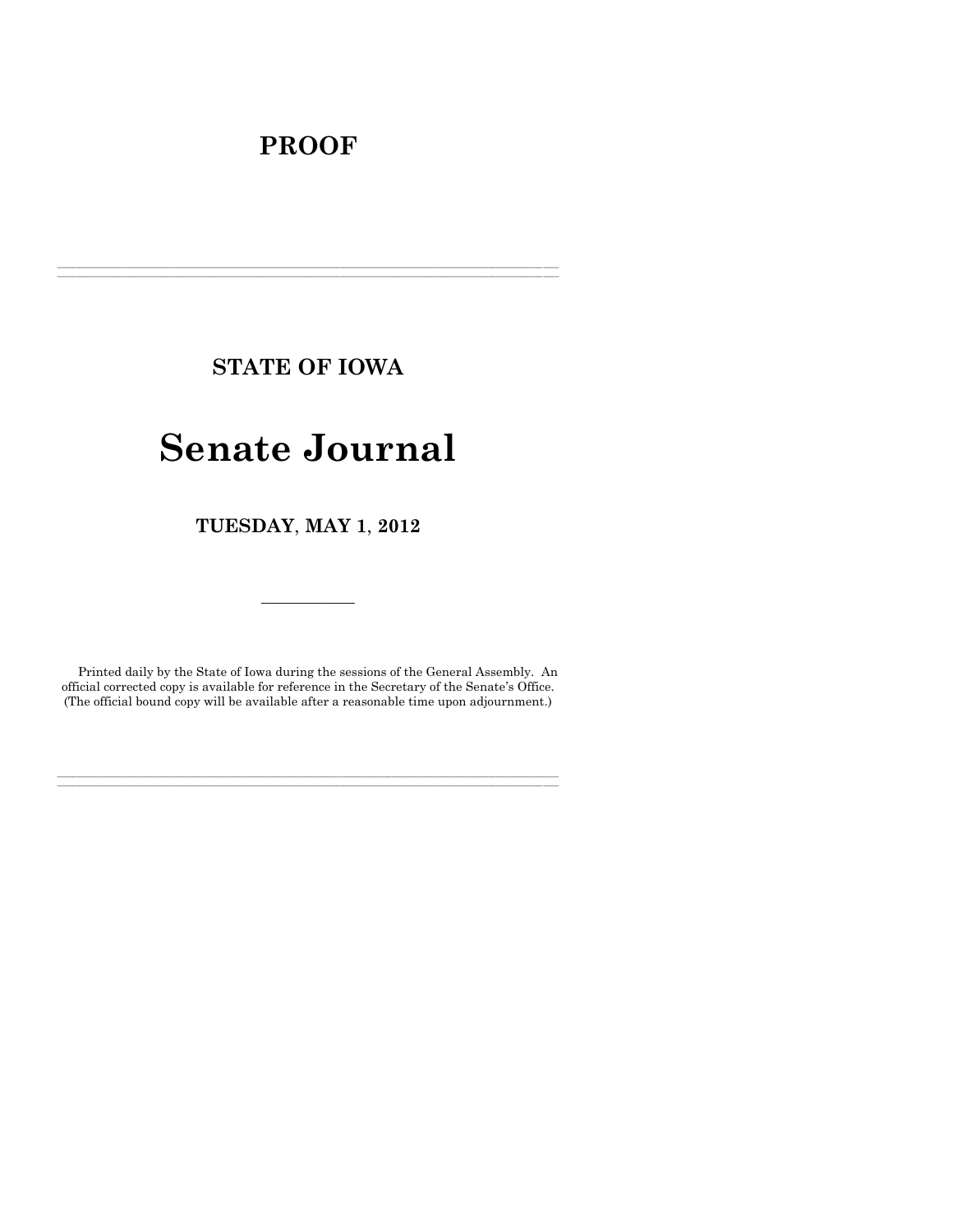**PROOF**

---

**STATE OF IOWA**

# Senate Journal

**TUESDAY, MAY 1, 2012**

---

Printed daily by the State of Iowa during the sessions of the General Assembly. An official corrected copy is available for reference in the Secretary of the Senate's Office. (The official bound copy will be available after a reasonable time upon adjournment.)

---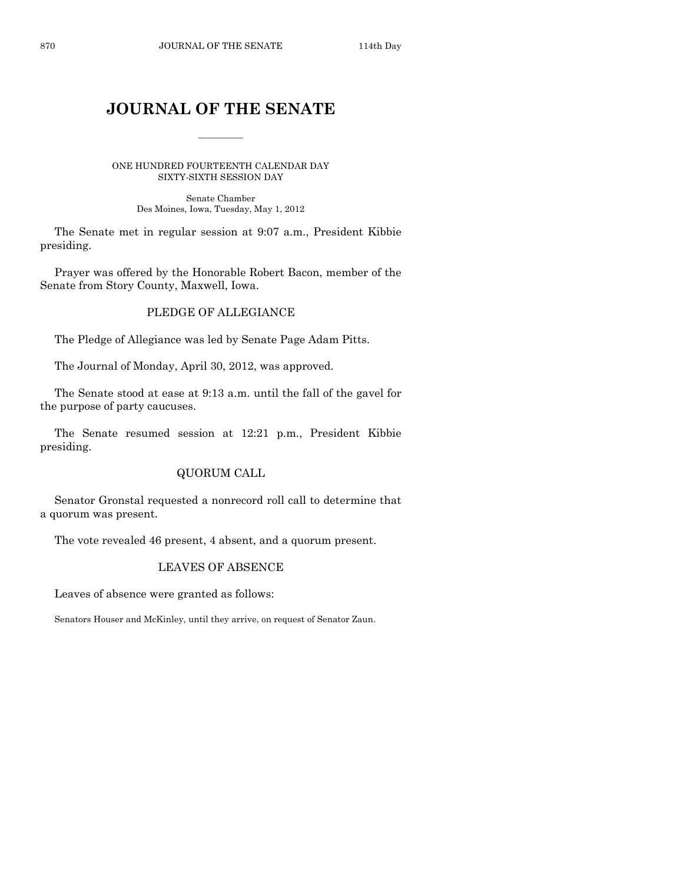# JOURNAL OF THE SENATE

ONE HUNDRED FOURTEENTH CALENDAR DAY
SIXTY-SIXTH SESSION DAY

Senate Chamber
Des Moines, Iowa, Tuesday, May 1, 2012

The Senate met in regular session at 9:07 a.m., President Kibbie presiding.

Prayer was offered by the Honorable Robert Bacon, member of the Senate from Story County, Maxwell, Iowa.

## PLEDGE OF ALLEGIANCE

The Pledge of Allegiance was led by Senate Page Adam Pitts.

The Journal of Monday, April 30, 2012, was approved.

The Senate stood at ease at 9:13 a.m. until the fall of the gavel for the purpose of party caucuses.

The Senate resumed session at 12:21 p.m., President Kibbie presiding.

## QUORUM CALL

Senator Gronstal requested a nonrecord roll call to determine that a quorum was present.

The vote revealed 46 present, 4 absent, and a quorum present.

## LEAVES OF ABSENCE

Leaves of absence were granted as follows:

Senators Houser and McKinley, until they arrive, on request of Senator Zaun.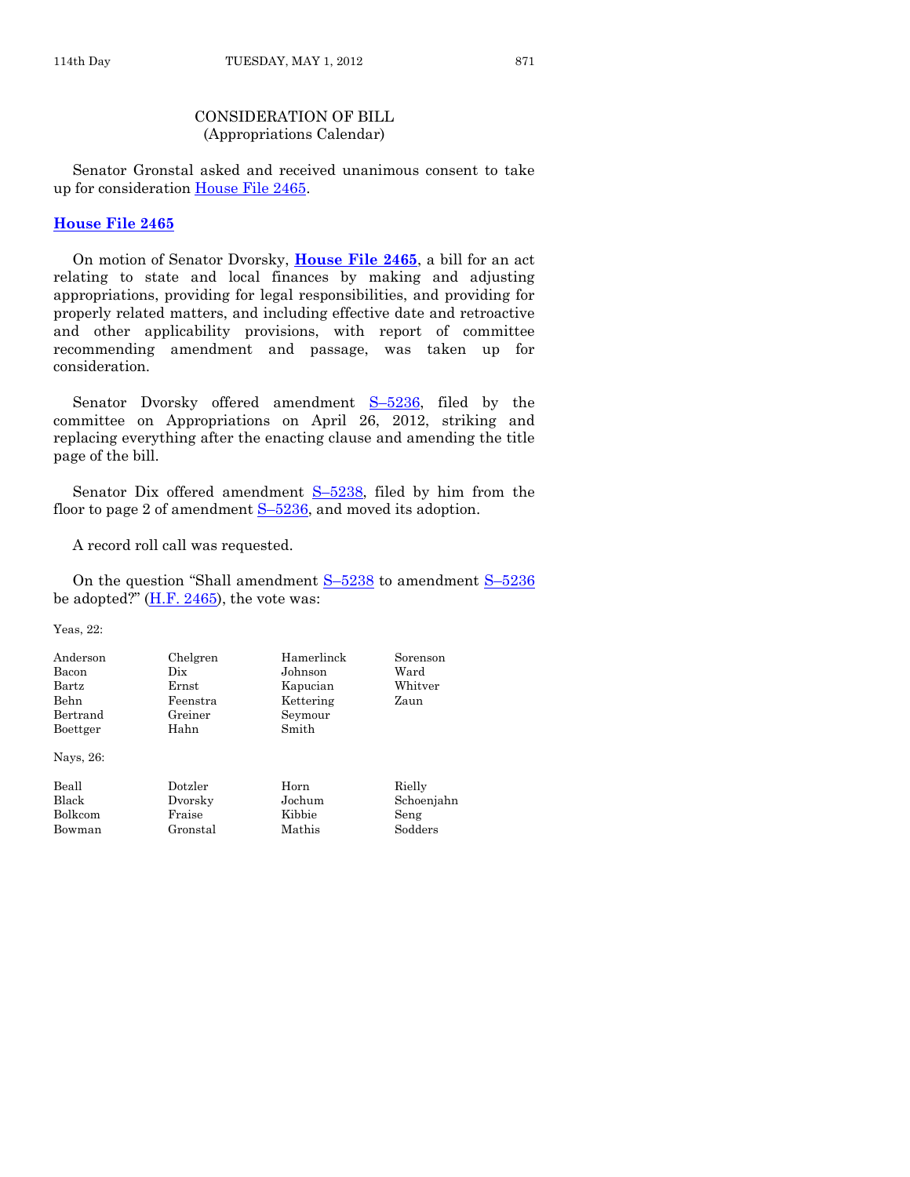## CONSIDERATION OF BILL
(Appropriations Calendar)

Senator Gronstal asked and received unanimous consent to take up for consideration House File 2465.

### House File 2465

On motion of Senator Dvorsky, **House File 2465**, a bill for an act relating to state and local finances by making and adjusting appropriations, providing for legal responsibilities, and providing for properly related matters, and including effective date and retroactive and other applicability provisions, with report of committee recommending amendment and passage, was taken up for consideration.

Senator Dvorsky offered amendment S–5236, filed by the committee on Appropriations on April 26, 2012, striking and replacing everything after the enacting clause and amending the title page of the bill.

Senator Dix offered amendment S–5238, filed by him from the floor to page 2 of amendment S–5236, and moved its adoption.

A record roll call was requested.

On the question "Shall amendment S–5238 to amendment S–5236 be adopted?" (H.F. 2465), the vote was:

Yeas, 22:

| | | | |
|---|---|---|---|
| Anderson | Chelgren | Hamerlinck | Sorenson |
| Bacon | Dix | Johnson | Ward |
| Bartz | Ernst | Kapucian | Whitver |
| Behn | Feenstra | Kettering | Zaun |
| Bertrand | Greiner | Seymour | |
| Boettger | Hahn | Smith | |

Nays, 26:

| | | | |
|---|---|---|---|
| Beall | Dotzler | Horn | Rielly |
| Black | Dvorsky | Jochum | Schoenjahn |
| Bolkcom | Fraise | Kibbie | Seng |
| Bowman | Gronstal | Mathis | Sodders |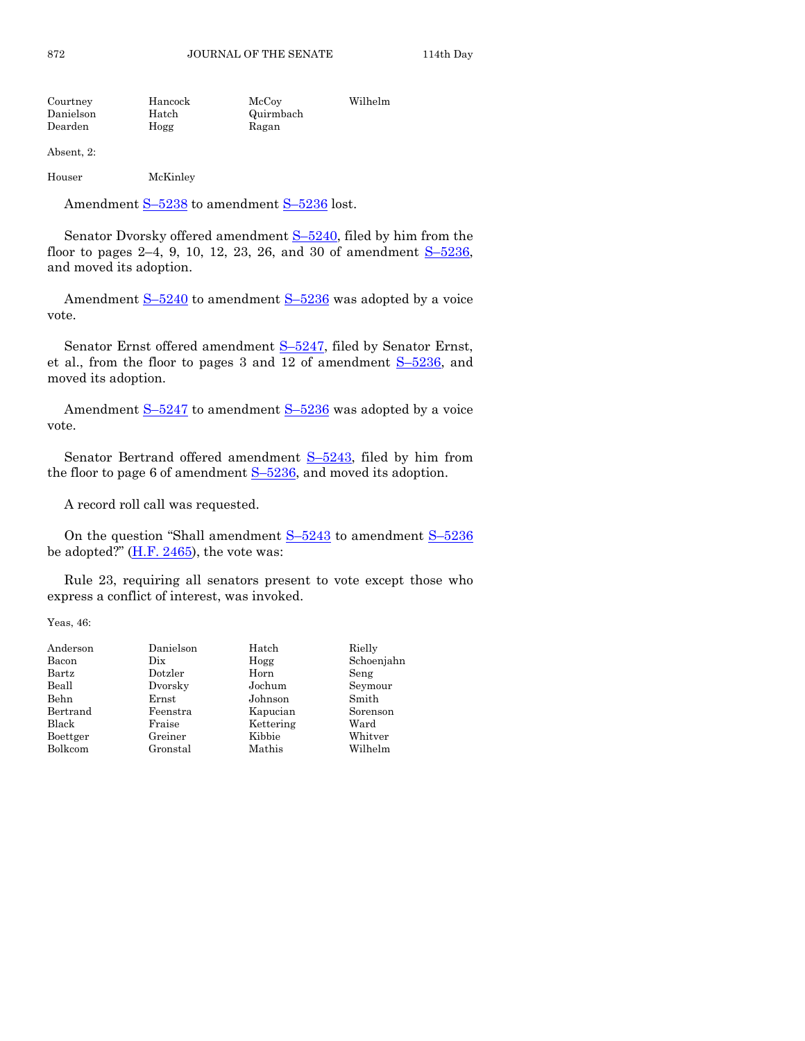| | | | |
|---|---|---|---|
| Courtney | Hancock | McCoy | Wilhelm |
| Danielson | Hatch | Quirmbach | |
| Dearden | Hogg | Ragan | |

Absent, 2:

| | |
|---|---|
| Houser | McKinley |

Amendment S–5238 to amendment S–5236 lost.

Senator Dvorsky offered amendment S–5240, filed by him from the floor to pages 2–4, 9, 10, 12, 23, 26, and 30 of amendment S–5236, and moved its adoption.

Amendment S–5240 to amendment S–5236 was adopted by a voice vote.

Senator Ernst offered amendment S–5247, filed by Senator Ernst, et al., from the floor to pages 3 and 12 of amendment S–5236, and moved its adoption.

Amendment S–5247 to amendment S–5236 was adopted by a voice vote.

Senator Bertrand offered amendment S–5243, filed by him from the floor to page 6 of amendment S–5236, and moved its adoption.

A record roll call was requested.

On the question "Shall amendment S–5243 to amendment S–5236 be adopted?" (H.F. 2465), the vote was:

Rule 23, requiring all senators present to vote except those who express a conflict of interest, was invoked.

Yeas, 46:

| | | | |
|---|---|---|---|
| Anderson | Danielson | Hatch | Rielly |
| Bacon | Dix | Hogg | Schoenjahn |
| Bartz | Dotzler | Horn | Seng |
| Beall | Dvorsky | Jochum | Seymour |
| Behn | Ernst | Johnson | Smith |
| Bertrand | Feenstra | Kapucian | Sorenson |
| Black | Fraise | Kettering | Ward |
| Boettger | Greiner | Kibbie | Whitver |
| Bolkcom | Gronstal | Mathis | Wilhelm |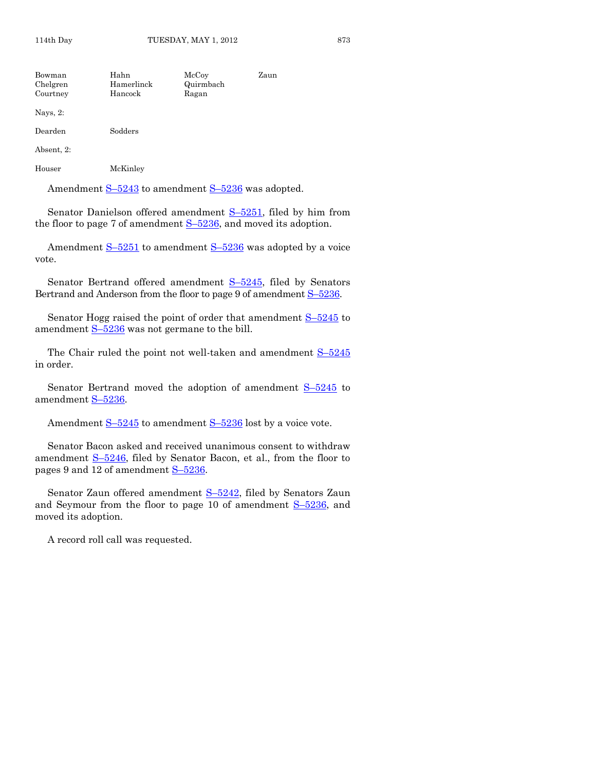| | | | |
|---|---|---|---|
| Bowman | Hahn | McCoy | Zaun |
| Chelgren | Hamerlinck | Quirmbach | |
| Courtney | Hancock | Ragan | |

Nays, 2:

| | |
|---|---|
| Dearden | Sodders |

Absent, 2:

| | |
|---|---|
| Houser | McKinley |

Amendment S–5243 to amendment S–5236 was adopted.

Senator Danielson offered amendment S–5251, filed by him from the floor to page 7 of amendment S–5236, and moved its adoption.

Amendment S–5251 to amendment S–5236 was adopted by a voice vote.

Senator Bertrand offered amendment S–5245, filed by Senators Bertrand and Anderson from the floor to page 9 of amendment S–5236.

Senator Hogg raised the point of order that amendment S–5245 to amendment S–5236 was not germane to the bill.

The Chair ruled the point not well-taken and amendment S–5245 in order.

Senator Bertrand moved the adoption of amendment S–5245 to amendment S–5236.

Amendment S–5245 to amendment S–5236 lost by a voice vote.

Senator Bacon asked and received unanimous consent to withdraw amendment S–5246, filed by Senator Bacon, et al., from the floor to pages 9 and 12 of amendment S–5236.

Senator Zaun offered amendment S–5242, filed by Senators Zaun and Seymour from the floor to page 10 of amendment S–5236, and moved its adoption.

A record roll call was requested.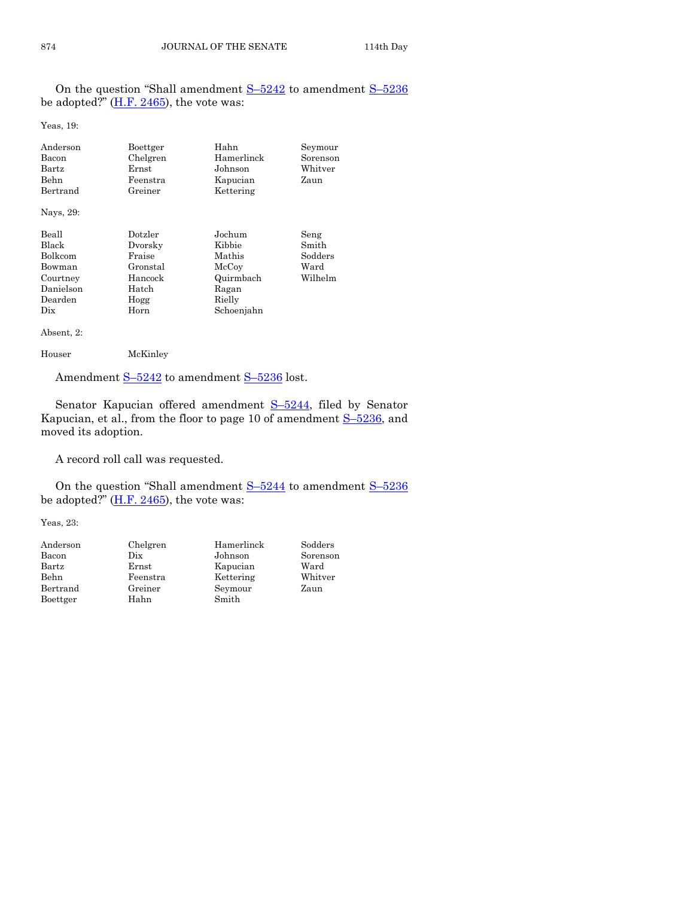On the question "Shall amendment S–5242 to amendment S–5236 be adopted?" (H.F. 2465), the vote was:

Yeas, 19:

| | | | |
|---|---|---|---|
| Anderson | Boettger | Hahn | Seymour |
| Bacon | Chelgren | Hamerlinck | Sorenson |
| Bartz | Ernst | Johnson | Whitver |
| Behn | Feenstra | Kapucian | Zaun |
| Bertrand | Greiner | Kettering | |

Nays, 29:

| | | | |
|---|---|---|---|
| Beall | Dotzler | Jochum | Seng |
| Black | Dvorsky | Kibbie | Smith |
| Bolkcom | Fraise | Mathis | Sodders |
| Bowman | Gronstal | McCoy | Ward |
| Courtney | Hancock | Quirmbach | Wilhelm |
| Danielson | Hatch | Ragan | |
| Dearden | Hogg | Rielly | |
| Dix | Horn | Schoenjahn | |

Absent, 2:

| | |
|---|---|
| Houser | McKinley |

Amendment S–5242 to amendment S–5236 lost.

Senator Kapucian offered amendment S–5244, filed by Senator Kapucian, et al., from the floor to page 10 of amendment S–5236, and moved its adoption.

A record roll call was requested.

On the question "Shall amendment S–5244 to amendment S–5236 be adopted?" (H.F. 2465), the vote was:

Yeas, 23:

| | | | |
|---|---|---|---|
| Anderson | Chelgren | Hamerlinck | Sodders |
| Bacon | Dix | Johnson | Sorenson |
| Bartz | Ernst | Kapucian | Ward |
| Behn | Feenstra | Kettering | Whitver |
| Bertrand | Greiner | Seymour | Zaun |
| Boettger | Hahn | Smith | |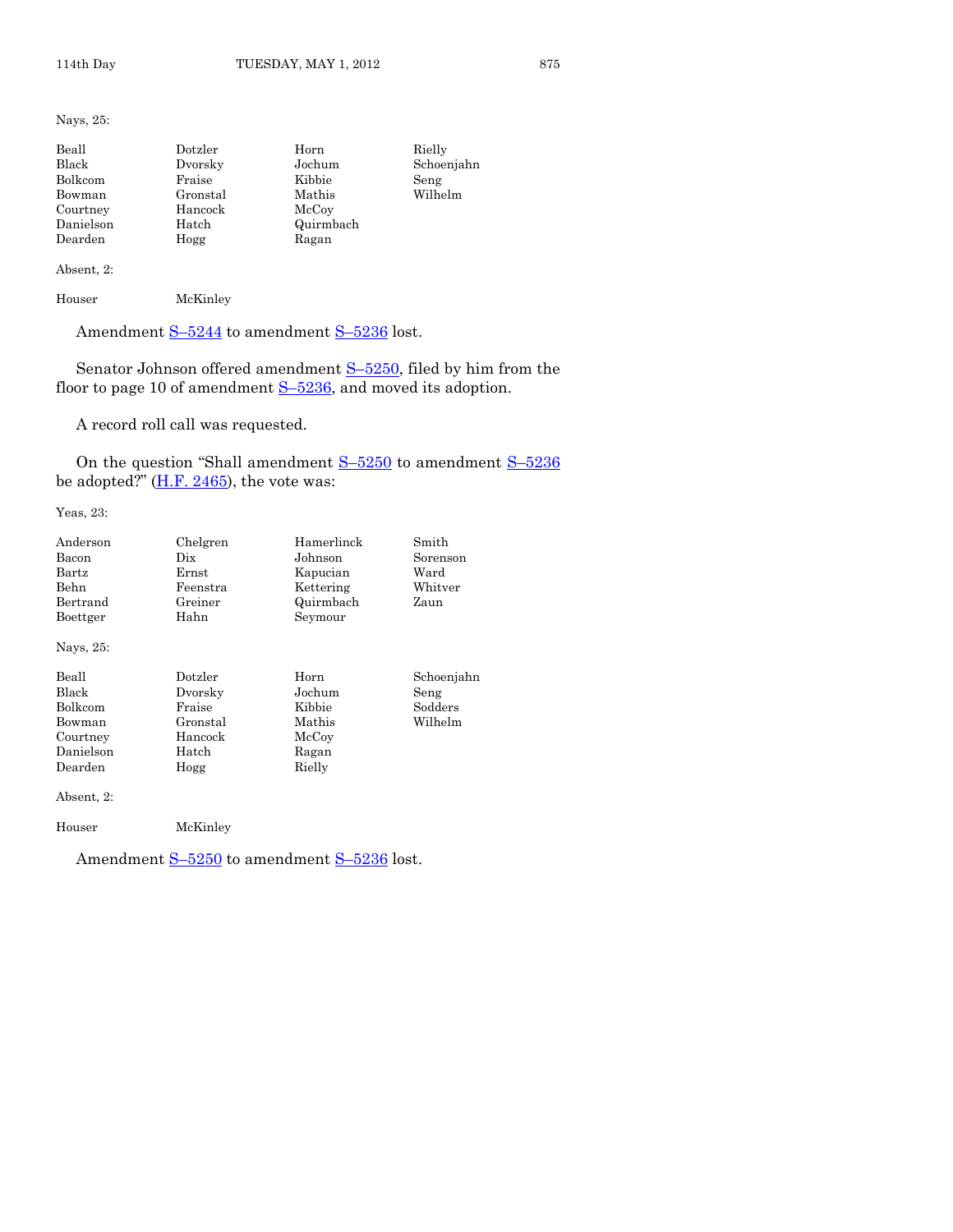Nays, 25:

| | | | |
|---|---|---|---|
| Beall | Dotzler | Horn | Rielly |
| Black | Dvorsky | Jochum | Schoenjahn |
| Bolkcom | Fraise | Kibbie | Seng |
| Bowman | Gronstal | Mathis | Wilhelm |
| Courtney | Hancock | McCoy | |
| Danielson | Hatch | Quirmbach | |
| Dearden | Hogg | Ragan | |

Absent, 2:

| | |
|---|---|
| Houser | McKinley |

Amendment S–5244 to amendment S–5236 lost.

Senator Johnson offered amendment S–5250, filed by him from the floor to page 10 of amendment S–5236, and moved its adoption.

A record roll call was requested.

On the question "Shall amendment S–5250 to amendment S–5236 be adopted?" (H.F. 2465), the vote was:

Yeas, 23:

| | | | |
|---|---|---|---|
| Anderson | Chelgren | Hamerlinck | Smith |
| Bacon | Dix | Johnson | Sorenson |
| Bartz | Ernst | Kapucian | Ward |
| Behn | Feenstra | Kettering | Whitver |
| Bertrand | Greiner | Quirmbach | Zaun |
| Boettger | Hahn | Seymour | |

Nays, 25:

| | | | |
|---|---|---|---|
| Beall | Dotzler | Horn | Schoenjahn |
| Black | Dvorsky | Jochum | Seng |
| Bolkcom | Fraise | Kibbie | Sodders |
| Bowman | Gronstal | Mathis | Wilhelm |
| Courtney | Hancock | McCoy | |
| Danielson | Hatch | Ragan | |
| Dearden | Hogg | Rielly | |

Absent, 2:

| | |
|---|---|
| Houser | McKinley |

Amendment S–5250 to amendment S–5236 lost.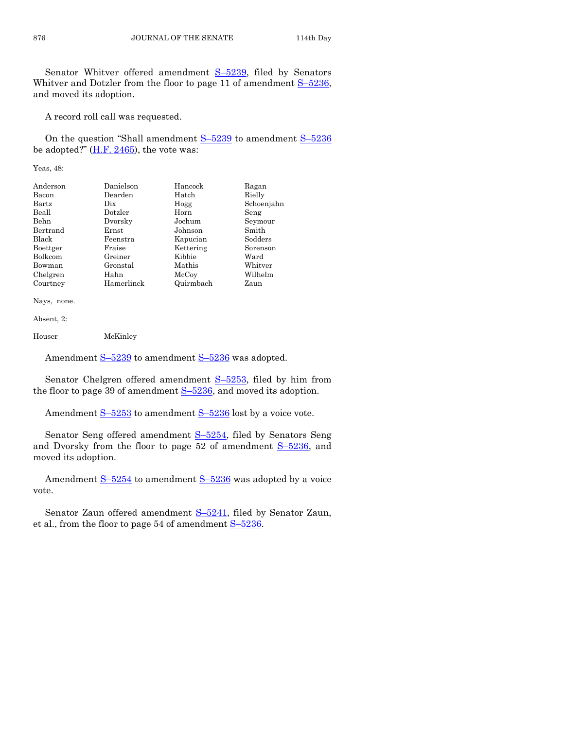Senator Whitver offered amendment S–5239, filed by Senators Whitver and Dotzler from the floor to page 11 of amendment S–5236, and moved its adoption.

A record roll call was requested.

On the question "Shall amendment S–5239 to amendment S–5236 be adopted?" (H.F. 2465), the vote was:

Yeas, 48:

| | | | |
|---|---|---|---|
| Anderson | Danielson | Hancock | Ragan |
| Bacon | Dearden | Hatch | Rielly |
| Bartz | Dix | Hogg | Schoenjahn |
| Beall | Dotzler | Horn | Seng |
| Behn | Dvorsky | Jochum | Seymour |
| Bertrand | Ernst | Johnson | Smith |
| Black | Feenstra | Kapucian | Sodders |
| Boettger | Fraise | Kettering | Sorenson |
| Bolkcom | Greiner | Kibbie | Ward |
| Bowman | Gronstal | Mathis | Whitver |
| Chelgren | Hahn | McCoy | Wilhelm |
| Courtney | Hamerlinck | Quirmbach | Zaun |

Nays, none.

Absent, 2:

| | |
|---|---|
| Houser | McKinley |

Amendment S–5239 to amendment S–5236 was adopted.

Senator Chelgren offered amendment S–5253, filed by him from the floor to page 39 of amendment S–5236, and moved its adoption.

Amendment S–5253 to amendment S–5236 lost by a voice vote.

Senator Seng offered amendment S–5254, filed by Senators Seng and Dvorsky from the floor to page 52 of amendment S–5236, and moved its adoption.

Amendment S–5254 to amendment S–5236 was adopted by a voice vote.

Senator Zaun offered amendment S–5241, filed by Senator Zaun, et al., from the floor to page 54 of amendment S–5236.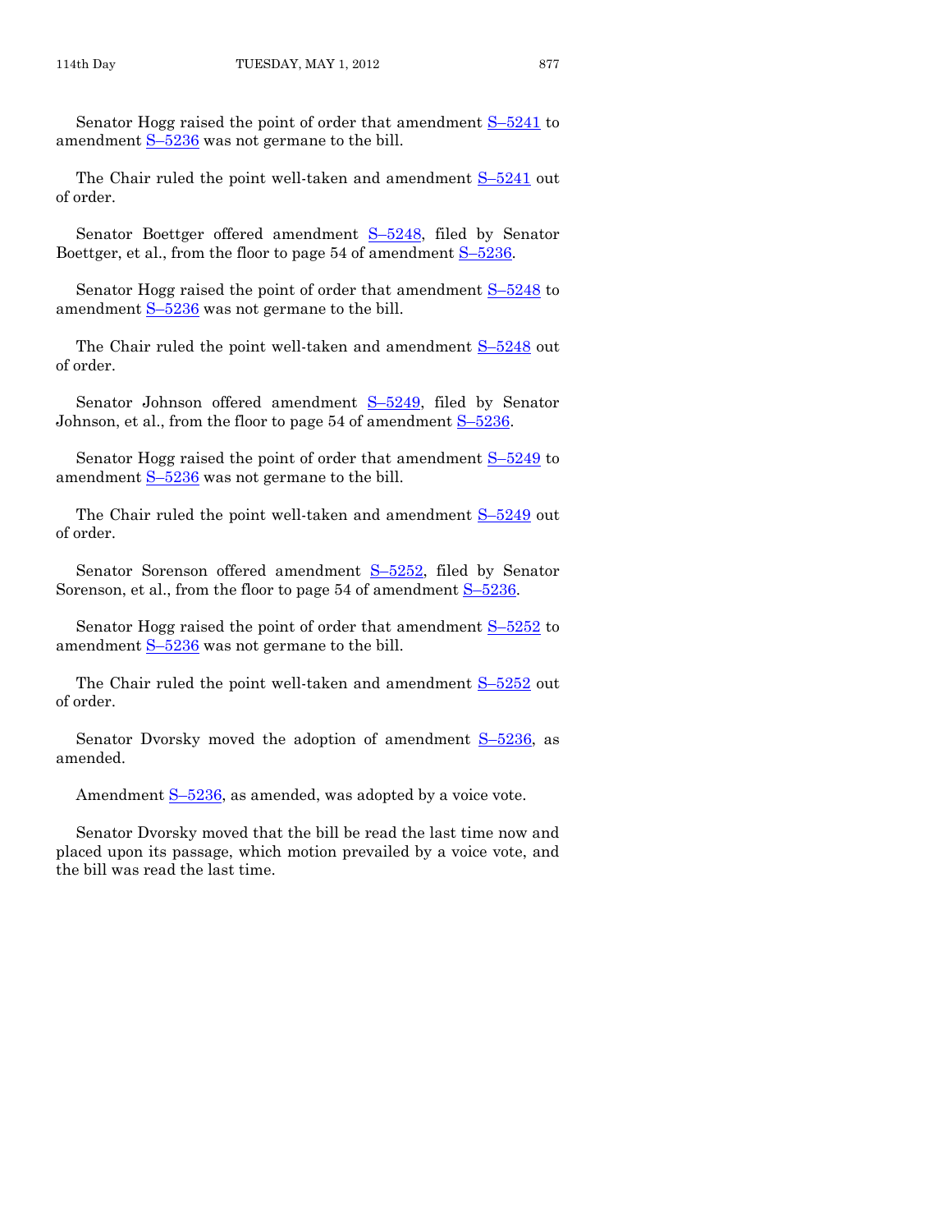Senator Hogg raised the point of order that amendment S–5241 to amendment S–5236 was not germane to the bill.

The Chair ruled the point well-taken and amendment S–5241 out of order.

Senator Boettger offered amendment S–5248, filed by Senator Boettger, et al., from the floor to page 54 of amendment S–5236.

Senator Hogg raised the point of order that amendment S–5248 to amendment S–5236 was not germane to the bill.

The Chair ruled the point well-taken and amendment S–5248 out of order.

Senator Johnson offered amendment S–5249, filed by Senator Johnson, et al., from the floor to page 54 of amendment S–5236.

Senator Hogg raised the point of order that amendment S–5249 to amendment S–5236 was not germane to the bill.

The Chair ruled the point well-taken and amendment S–5249 out of order.

Senator Sorenson offered amendment S–5252, filed by Senator Sorenson, et al., from the floor to page 54 of amendment S–5236.

Senator Hogg raised the point of order that amendment S–5252 to amendment S–5236 was not germane to the bill.

The Chair ruled the point well-taken and amendment S–5252 out of order.

Senator Dvorsky moved the adoption of amendment S–5236, as amended.

Amendment S–5236, as amended, was adopted by a voice vote.

Senator Dvorsky moved that the bill be read the last time now and placed upon its passage, which motion prevailed by a voice vote, and the bill was read the last time.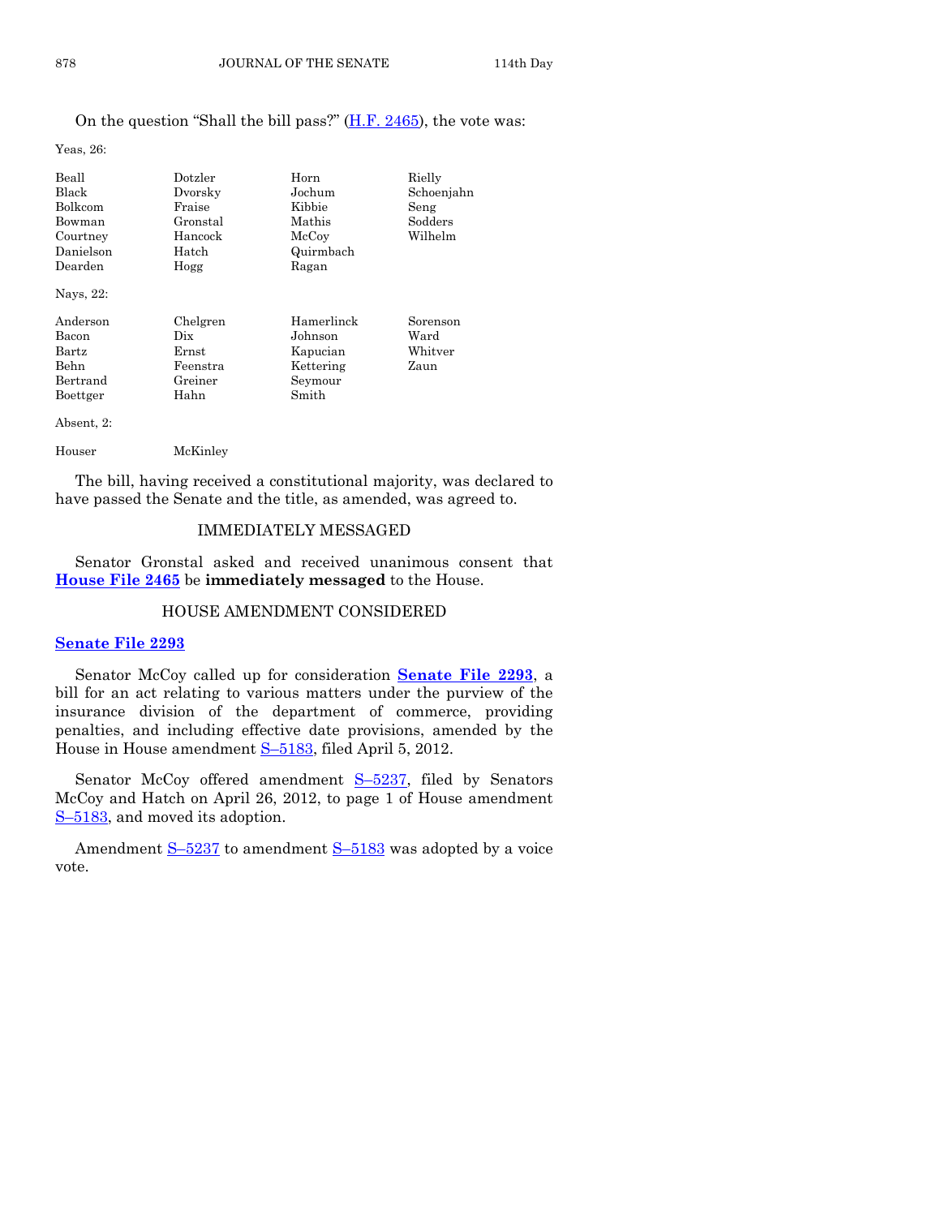On the question "Shall the bill pass?" (H.F. 2465), the vote was:

Yeas, 26:

| | | | |
|---|---|---|---|
| Beall | Dotzler | Horn | Rielly |
| Black | Dvorsky | Jochum | Schoenjahn |
| Bolkcom | Fraise | Kibbie | Seng |
| Bowman | Gronstal | Mathis | Sodders |
| Courtney | Hancock | McCoy | Wilhelm |
| Danielson | Hatch | Quirmbach | |
| Dearden | Hogg | Ragan | |

Nays, 22:

| | | | |
|---|---|---|---|
| Anderson | Chelgren | Hamerlinck | Sorenson |
| Bacon | Dix | Johnson | Ward |
| Bartz | Ernst | Kapucian | Whitver |
| Behn | Feenstra | Kettering | Zaun |
| Bertrand | Greiner | Seymour | |
| Boettger | Hahn | Smith | |

Absent, 2:

| | |
|---|---|
| Houser | McKinley |

The bill, having received a constitutional majority, was declared to have passed the Senate and the title, as amended, was agreed to.

## IMMEDIATELY MESSAGED

Senator Gronstal asked and received unanimous consent that **House File 2465** be **immediately messaged** to the House.

## HOUSE AMENDMENT CONSIDERED

**Senate File 2293**

Senator McCoy called up for consideration **Senate File 2293**, a bill for an act relating to various matters under the purview of the insurance division of the department of commerce, providing penalties, and including effective date provisions, amended by the House in House amendment S–5183, filed April 5, 2012.

Senator McCoy offered amendment S–5237, filed by Senators McCoy and Hatch on April 26, 2012, to page 1 of House amendment S–5183, and moved its adoption.

Amendment S–5237 to amendment S–5183 was adopted by a voice vote.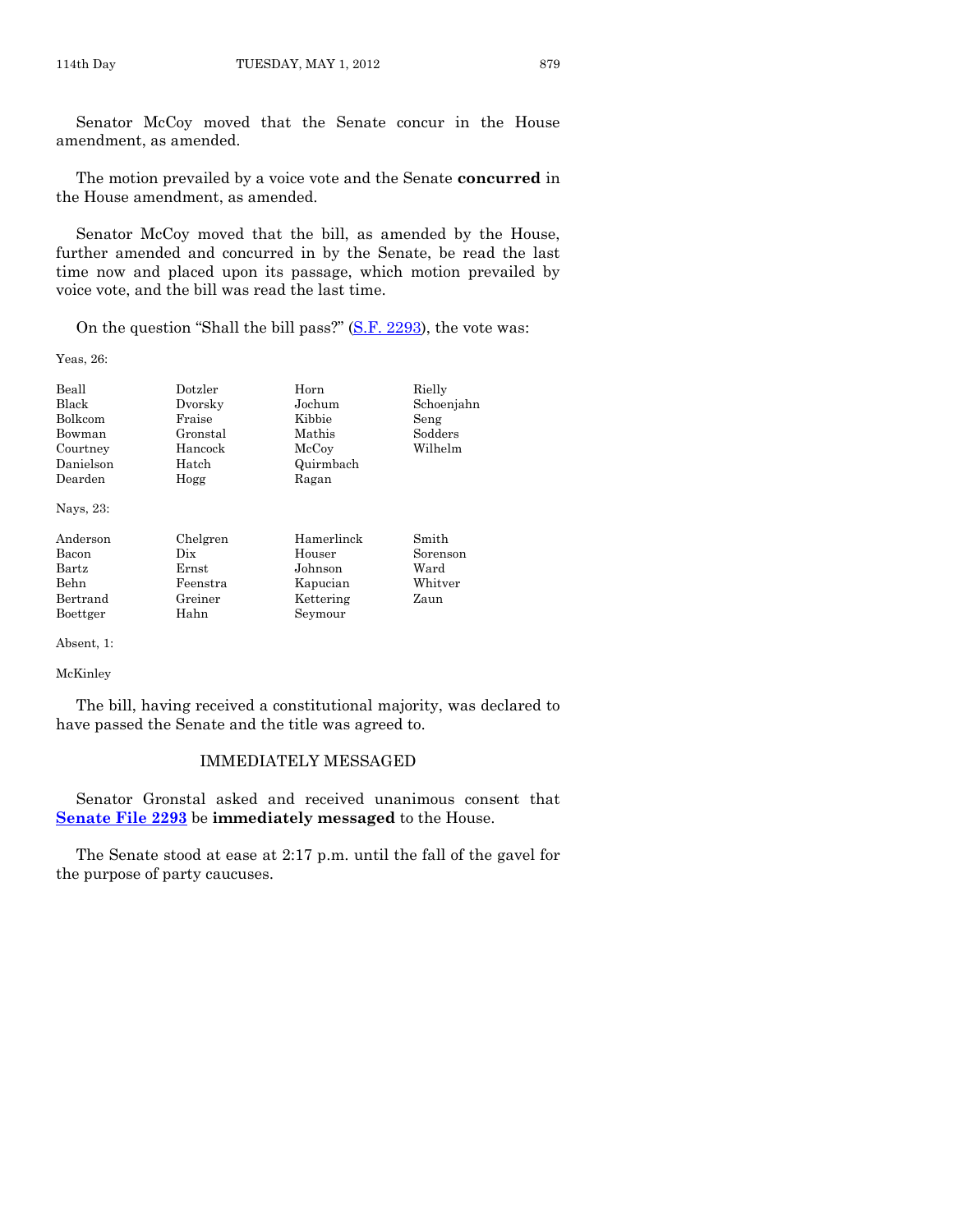Senator McCoy moved that the Senate concur in the House amendment, as amended.

The motion prevailed by a voice vote and the Senate **concurred** in the House amendment, as amended.

Senator McCoy moved that the bill, as amended by the House, further amended and concurred in by the Senate, be read the last time now and placed upon its passage, which motion prevailed by voice vote, and the bill was read the last time.

On the question "Shall the bill pass?" (S.F. 2293), the vote was:

Yeas, 26:

| | | | |
|---|---|---|---|
| Beall | Dotzler | Horn | Rielly |
| Black | Dvorsky | Jochum | Schoenjahn |
| Bolkcom | Fraise | Kibbie | Seng |
| Bowman | Gronstal | Mathis | Sodders |
| Courtney | Hancock | McCoy | Wilhelm |
| Danielson | Hatch | Quirmbach | |
| Dearden | Hogg | Ragan | |

Nays, 23:

| | | | |
|---|---|---|---|
| Anderson | Chelgren | Hamerlinck | Smith |
| Bacon | Dix | Houser | Sorenson |
| Bartz | Ernst | Johnson | Ward |
| Behn | Feenstra | Kapucian | Whitver |
| Bertrand | Greiner | Kettering | Zaun |
| Boettger | Hahn | Seymour | |

Absent, 1:

McKinley

The bill, having received a constitutional majority, was declared to have passed the Senate and the title was agreed to.

## IMMEDIATELY MESSAGED

Senator Gronstal asked and received unanimous consent that **Senate File 2293** be **immediately messaged** to the House.

The Senate stood at ease at 2:17 p.m. until the fall of the gavel for the purpose of party caucuses.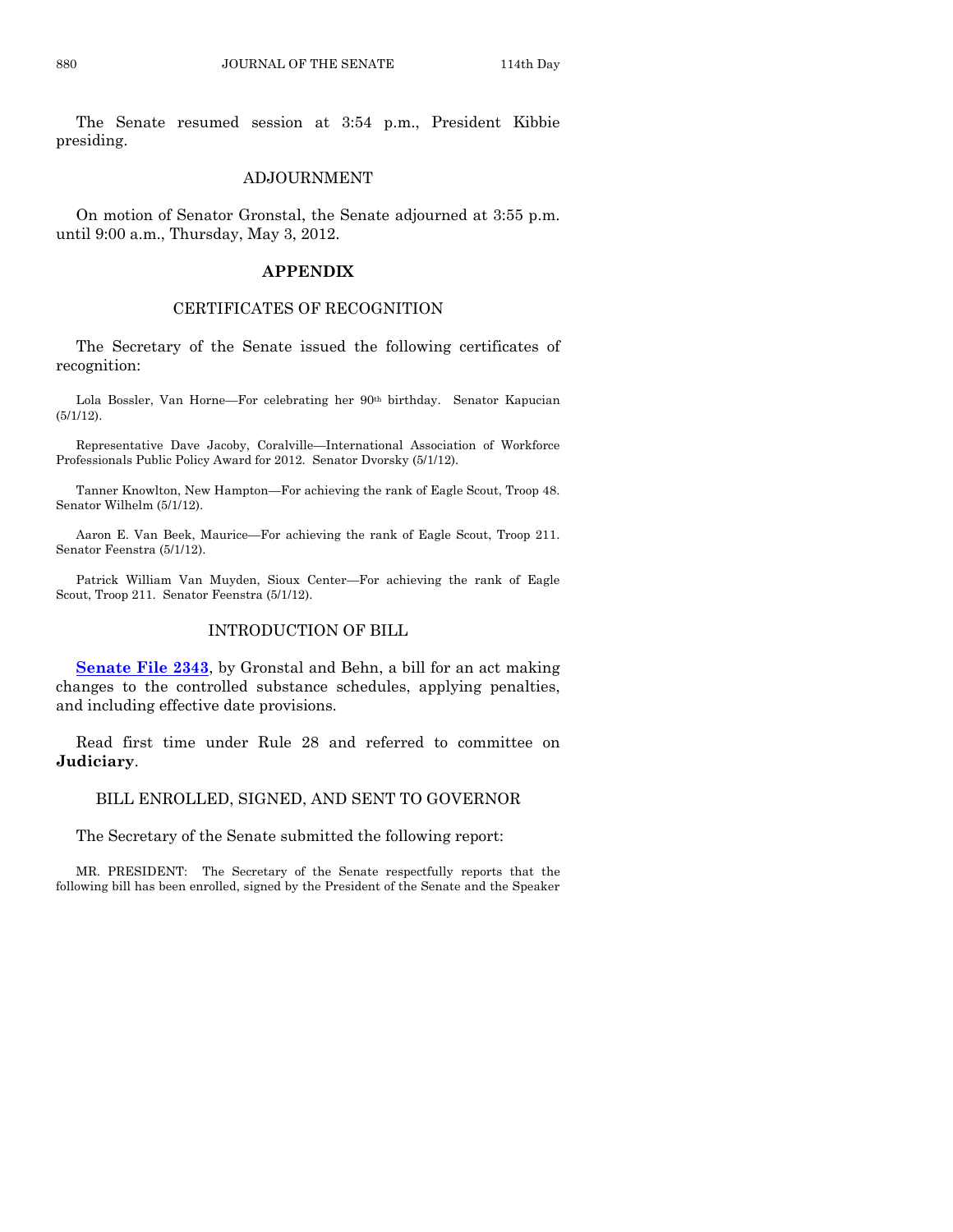The Senate resumed session at 3:54 p.m., President Kibbie presiding.

## ADJOURNMENT

On motion of Senator Gronstal, the Senate adjourned at 3:55 p.m. until 9:00 a.m., Thursday, May 3, 2012.

# APPENDIX

## CERTIFICATES OF RECOGNITION

The Secretary of the Senate issued the following certificates of recognition:

Lola Bossler, Van Horne—For celebrating her 90th birthday. Senator Kapucian (5/1/12).

Representative Dave Jacoby, Coralville—International Association of Workforce Professionals Public Policy Award for 2012. Senator Dvorsky (5/1/12).

Tanner Knowlton, New Hampton—For achieving the rank of Eagle Scout, Troop 48. Senator Wilhelm (5/1/12).

Aaron E. Van Beek, Maurice—For achieving the rank of Eagle Scout, Troop 211. Senator Feenstra (5/1/12).

Patrick William Van Muyden, Sioux Center—For achieving the rank of Eagle Scout, Troop 211. Senator Feenstra (5/1/12).

## INTRODUCTION OF BILL

**Senate File 2343**, by Gronstal and Behn, a bill for an act making changes to the controlled substance schedules, applying penalties, and including effective date provisions.

Read first time under Rule 28 and referred to committee on **Judiciary**.

## BILL ENROLLED, SIGNED, AND SENT TO GOVERNOR

The Secretary of the Senate submitted the following report:

MR. PRESIDENT: The Secretary of the Senate respectfully reports that the following bill has been enrolled, signed by the President of the Senate and the Speaker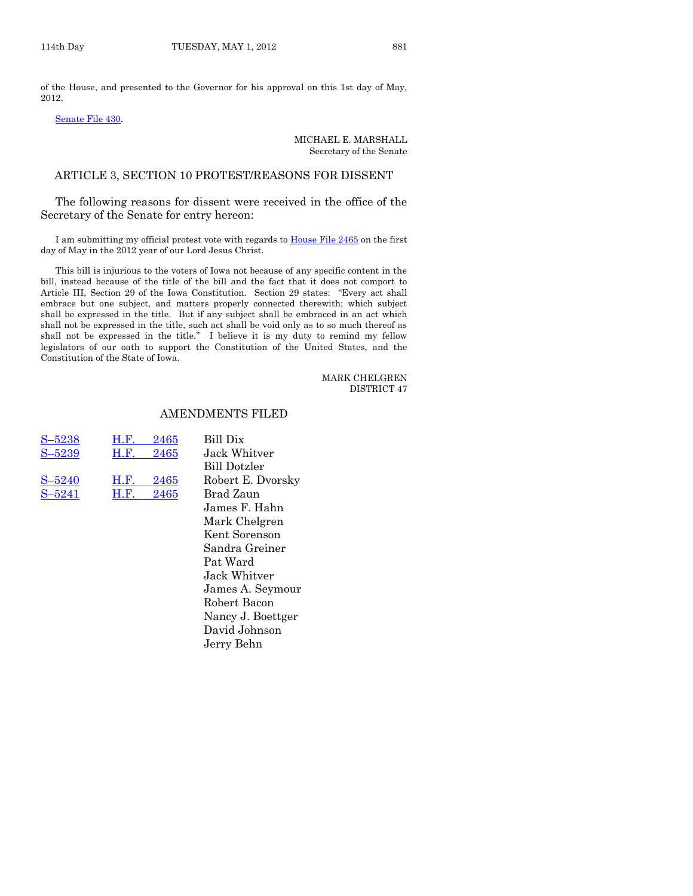of the House, and presented to the Governor for his approval on this 1st day of May, 2012.

Senate File 430.

MICHAEL E. MARSHALL
Secretary of the Senate

## ARTICLE 3, SECTION 10 PROTEST/REASONS FOR DISSENT

The following reasons for dissent were received in the office of the Secretary of the Senate for entry hereon:

I am submitting my official protest vote with regards to House File 2465 on the first day of May in the 2012 year of our Lord Jesus Christ.

This bill is injurious to the voters of Iowa not because of any specific content in the bill, instead because of the title of the bill and the fact that it does not comport to Article III, Section 29 of the Iowa Constitution. Section 29 states: "Every act shall embrace but one subject, and matters properly connected therewith; which subject shall be expressed in the title. But if any subject shall be embraced in an act which shall not be expressed in the title, such act shall be void only as to so much thereof as shall not be expressed in the title." I believe it is my duty to remind my fellow legislators of our oath to support the Constitution of the United States, and the Constitution of the State of Iowa.

MARK CHELGREN
DISTRICT 47

## AMENDMENTS FILED

| | | |
|---|---|---|
| S–5238 | H.F. 2465 | Bill Dix |
| S–5239 | H.F. 2465 | Jack Whitver<br>Bill Dotzler |
| S–5240 | H.F. 2465 | Robert E. Dvorsky |
| S–5241 | H.F. 2465 | Brad Zaun<br>James F. Hahn<br>Mark Chelgren<br>Kent Sorenson<br>Sandra Greiner<br>Pat Ward<br>Jack Whitver<br>James A. Seymour<br>Robert Bacon<br>Nancy J. Boettger<br>David Johnson<br>Jerry Behn |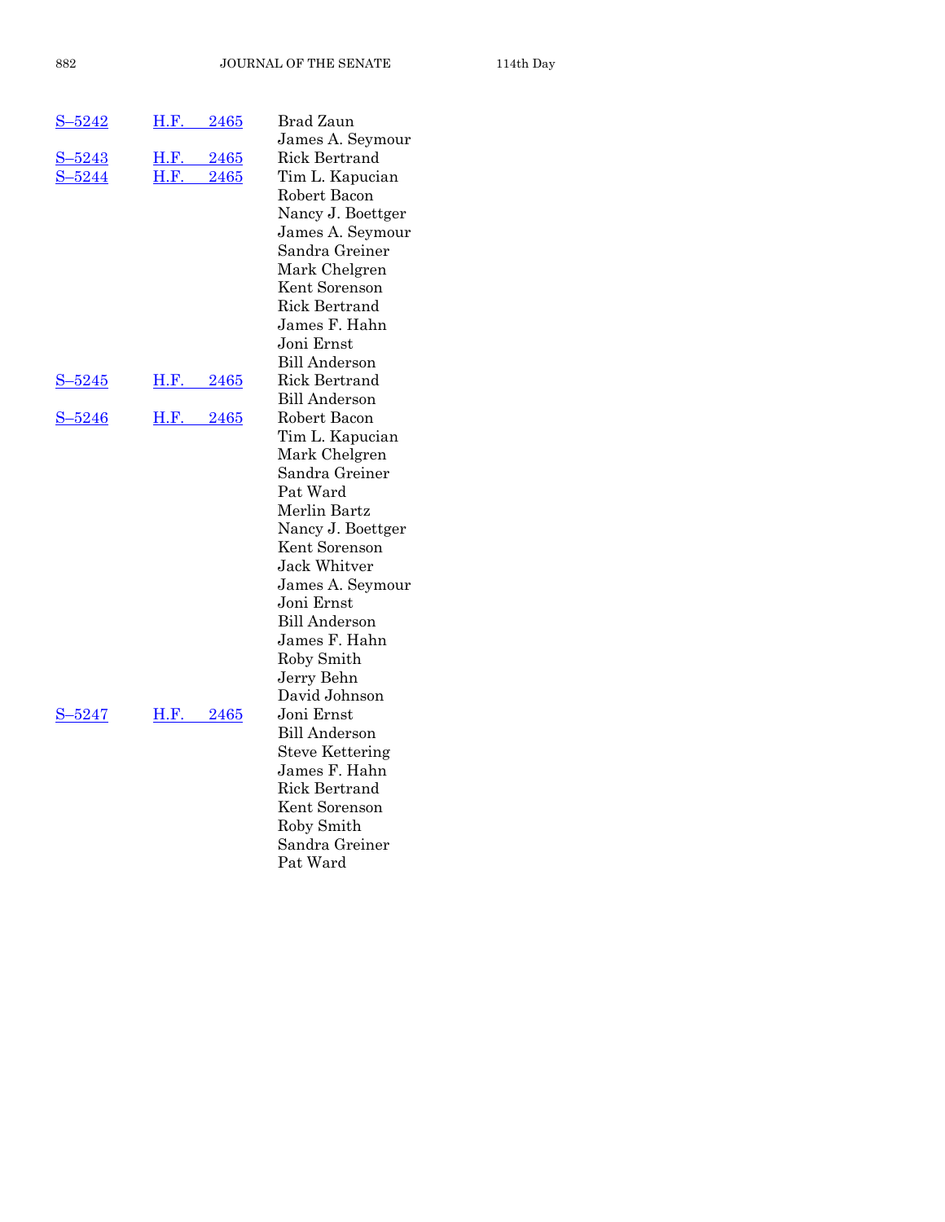| | | |
|---|---|---|
| S–5242 | H.F. 2465 | Brad Zaun |
| | | James A. Seymour |
| S–5243 | H.F. 2465 | Rick Bertrand |
| S–5244 | H.F. 2465 | Tim L. Kapucian |
| | | Robert Bacon |
| | | Nancy J. Boettger |
| | | James A. Seymour |
| | | Sandra Greiner |
| | | Mark Chelgren |
| | | Kent Sorenson |
| | | Rick Bertrand |
| | | James F. Hahn |
| | | Joni Ernst |
| | | Bill Anderson |
| S–5245 | H.F. 2465 | Rick Bertrand |
| | | Bill Anderson |
| S–5246 | H.F. 2465 | Robert Bacon |
| | | Tim L. Kapucian |
| | | Mark Chelgren |
| | | Sandra Greiner |
| | | Pat Ward |
| | | Merlin Bartz |
| | | Nancy J. Boettger |
| | | Kent Sorenson |
| | | Jack Whitver |
| | | James A. Seymour |
| | | Joni Ernst |
| | | Bill Anderson |
| | | James F. Hahn |
| | | Roby Smith |
| | | Jerry Behn |
| | | David Johnson |
| S–5247 | H.F. 2465 | Joni Ernst |
| | | Bill Anderson |
| | | Steve Kettering |
| | | James F. Hahn |
| | | Rick Bertrand |
| | | Kent Sorenson |
| | | Roby Smith |
| | | Sandra Greiner |
| | | Pat Ward |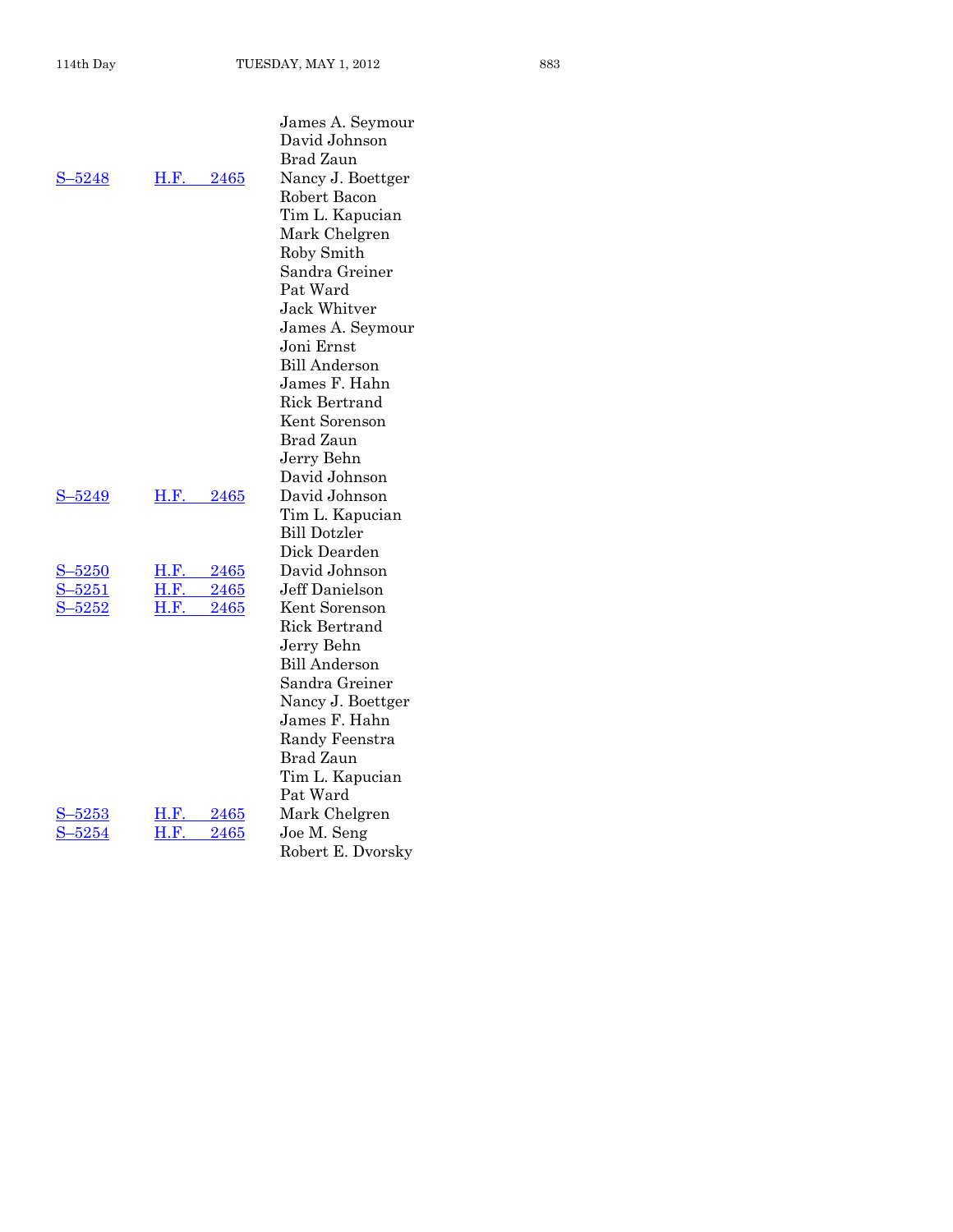| | | |
|---|---|---|
| | | James A. Seymour |
| | | David Johnson |
| | | Brad Zaun |
| S–5248 | H.F. 2465 | Nancy J. Boettger |
| | | Robert Bacon |
| | | Tim L. Kapucian |
| | | Mark Chelgren |
| | | Roby Smith |
| | | Sandra Greiner |
| | | Pat Ward |
| | | Jack Whitver |
| | | James A. Seymour |
| | | Joni Ernst |
| | | Bill Anderson |
| | | James F. Hahn |
| | | Rick Bertrand |
| | | Kent Sorenson |
| | | Brad Zaun |
| | | Jerry Behn |
| | | David Johnson |
| S–5249 | H.F. 2465 | David Johnson |
| | | Tim L. Kapucian |
| | | Bill Dotzler |
| | | Dick Dearden |
| S–5250 | H.F. 2465 | David Johnson |
| S–5251 | H.F. 2465 | Jeff Danielson |
| S–5252 | H.F. 2465 | Kent Sorenson |
| | | Rick Bertrand |
| | | Jerry Behn |
| | | Bill Anderson |
| | | Sandra Greiner |
| | | Nancy J. Boettger |
| | | James F. Hahn |
| | | Randy Feenstra |
| | | Brad Zaun |
| | | Tim L. Kapucian |
| | | Pat Ward |
| S–5253 | H.F. 2465 | Mark Chelgren |
| S–5254 | H.F. 2465 | Joe M. Seng |
| | | Robert E. Dvorsky |